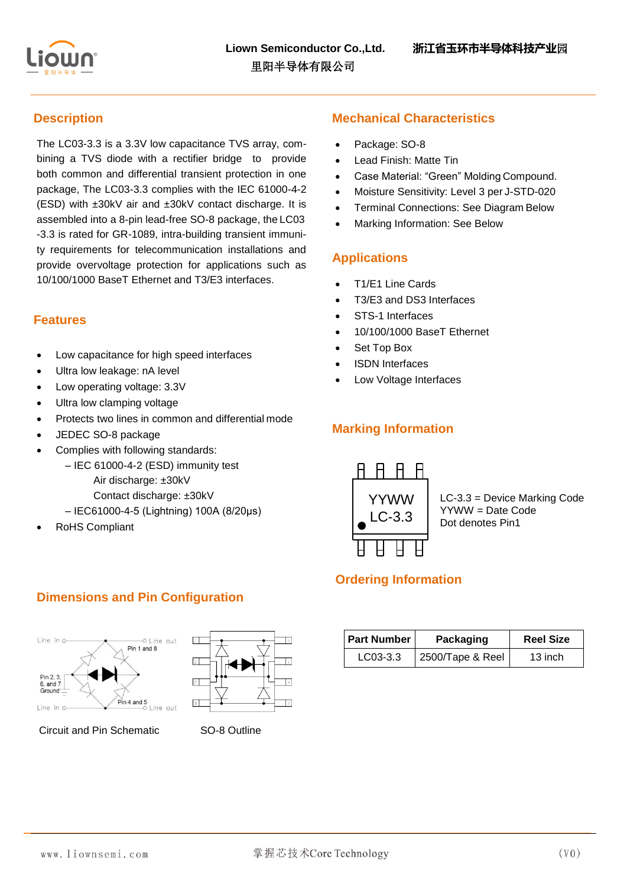Liown Semiconductor Co.,Ltd. 浙江省玉环市半导体科技产业园
里阳半导体有限公司

## Description

The LC03-3.3 is a 3.3V low capacitance TVS array, combining a TVS diode with a rectifier bridge to provide both common and differential transient protection in one package, The LC03-3.3 complies with the IEC 61000-4-2 (ESD) with ±30kV air and ±30kV contact discharge. It is assembled into a 8-pin lead-free SO-8 package, the LC03-3.3 is rated for GR-1089, intra-building transient immunity requirements for telecommunication installations and provide overvoltage protection for applications such as 10/100/1000 BaseT Ethernet and T3/E3 interfaces.

## Features

- Low capacitance for high speed interfaces
- Ultra low leakage: nA level
- Low operating voltage: 3.3V
- Ultra low clamping voltage
- Protects two lines in common and differential mode
- JEDEC SO-8 package
- Complies with following standards:
  - – IEC 61000-4-2 (ESD) immunity test
    - Air discharge: ±30kV
    - Contact discharge: ±30kV
  - – IEC61000-4-5 (Lightning) 100A (8/20μs)
- RoHS Compliant

## Dimensions and Pin Configuration

Line in, Line out, Pin 1 and 8, Pin 2, 3, 6, and 7 Ground, Pin 4 and 5, Line in, Line out

Circuit and Pin Schematic

SO-8 Outline

## Mechanical Characteristics

- Package: SO-8
- Lead Finish: Matte Tin
- Case Material: "Green" Molding Compound.
- Moisture Sensitivity: Level 3 per J-STD-020
- Terminal Connections: See Diagram Below
- Marking Information: See Below

## Applications

- T1/E1 Line Cards
- T3/E3 and DS3 Interfaces
- STS-1 Interfaces
- 10/100/1000 BaseT Ethernet
- Set Top Box
- ISDN Interfaces
- Low Voltage Interfaces

## Marking Information

YYWW
LC-3.3

LC-3.3 = Device Marking Code
YYWW = Date Code
Dot denotes Pin1

## Ordering Information

| Part Number | Packaging | Reel Size |
|---|---|---|
| LC03-3.3 | 2500/Tape & Reel | 13 inch |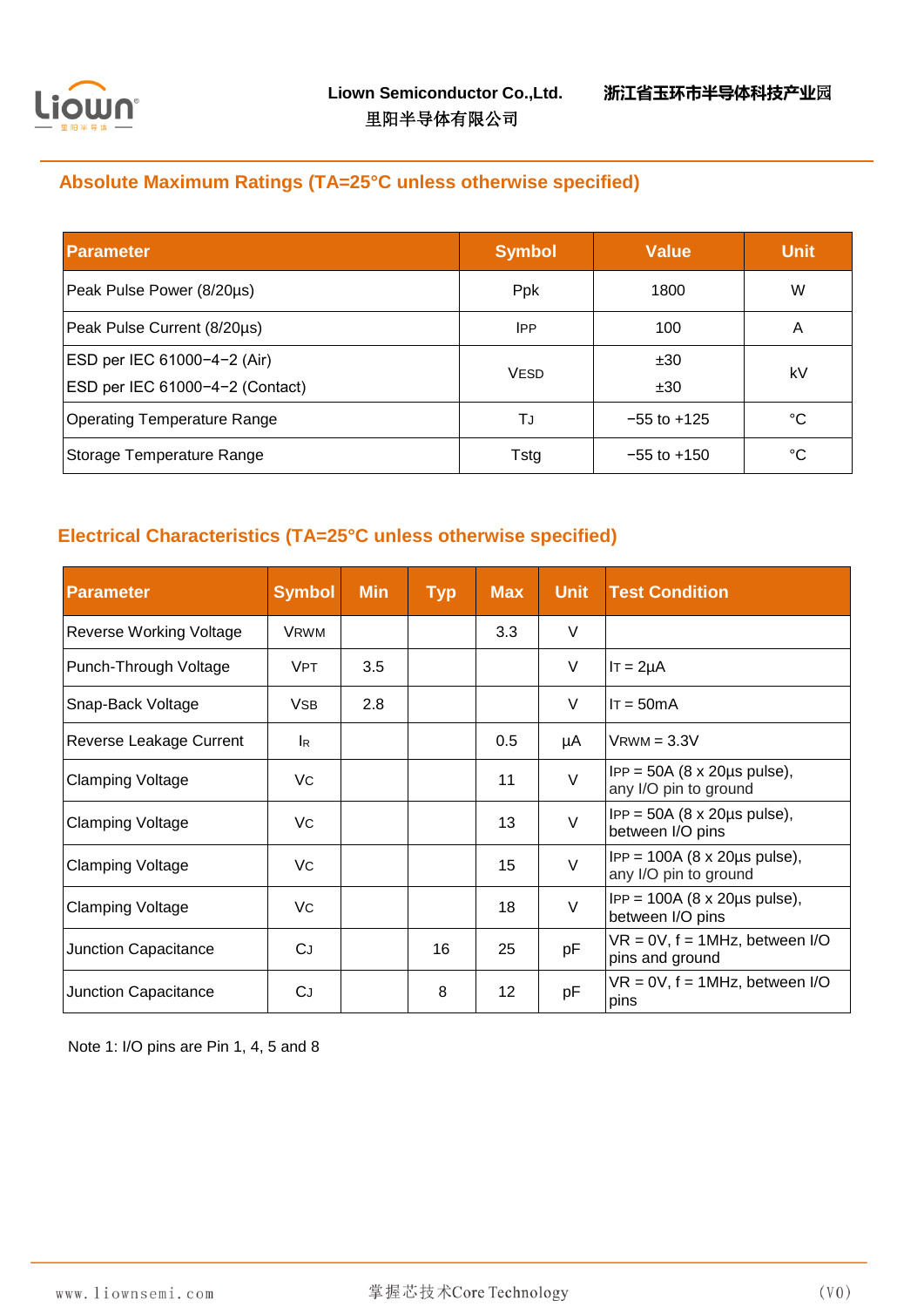## Absolute Maximum Ratings (TA=25°C unless otherwise specified)

| Parameter | Symbol | Value | Unit |
|---|---|---|---|
| Peak Pulse Power (8/20μs) | Ppk | 1800 | W |
| Peak Pulse Current (8/20μs) | IPP | 100 | A |
| ESD per IEC 61000−4−2 (Air)<br>ESD per IEC 61000−4−2 (Contact) | VESD | ±30<br>±30 | kV |
| Operating Temperature Range | TJ | −55 to +125 | °C |
| Storage Temperature Range | Tstg | −55 to +150 | °C |

## Electrical Characteristics (TA=25°C unless otherwise specified)

| Parameter | Symbol | Min | Typ | Max | Unit | Test Condition |
|---|---|---|---|---|---|---|
| Reverse Working Voltage | VRWM | | | 3.3 | V | |
| Punch-Through Voltage | VPT | 3.5 | | | V | IT = 2μA |
| Snap-Back Voltage | VSB | 2.8 | | | V | IT = 50mA |
| Reverse Leakage Current | IR | | | 0.5 | μA | VRWM = 3.3V |
| Clamping Voltage | VC | | | 11 | V | IPP = 50A (8 x 20μs pulse), any I/O pin to ground |
| Clamping Voltage | VC | | | 13 | V | IPP = 50A (8 x 20μs pulse), between I/O pins |
| Clamping Voltage | VC | | | 15 | V | IPP = 100A (8 x 20μs pulse), any I/O pin to ground |
| Clamping Voltage | VC | | | 18 | V | IPP = 100A (8 x 20μs pulse), between I/O pins |
| Junction Capacitance | CJ | | 16 | 25 | pF | VR = 0V, f = 1MHz, between I/O pins and ground |
| Junction Capacitance | CJ | | 8 | 12 | pF | VR = 0V, f = 1MHz, between I/O pins |

Note 1: I/O pins are Pin 1, 4, 5 and 8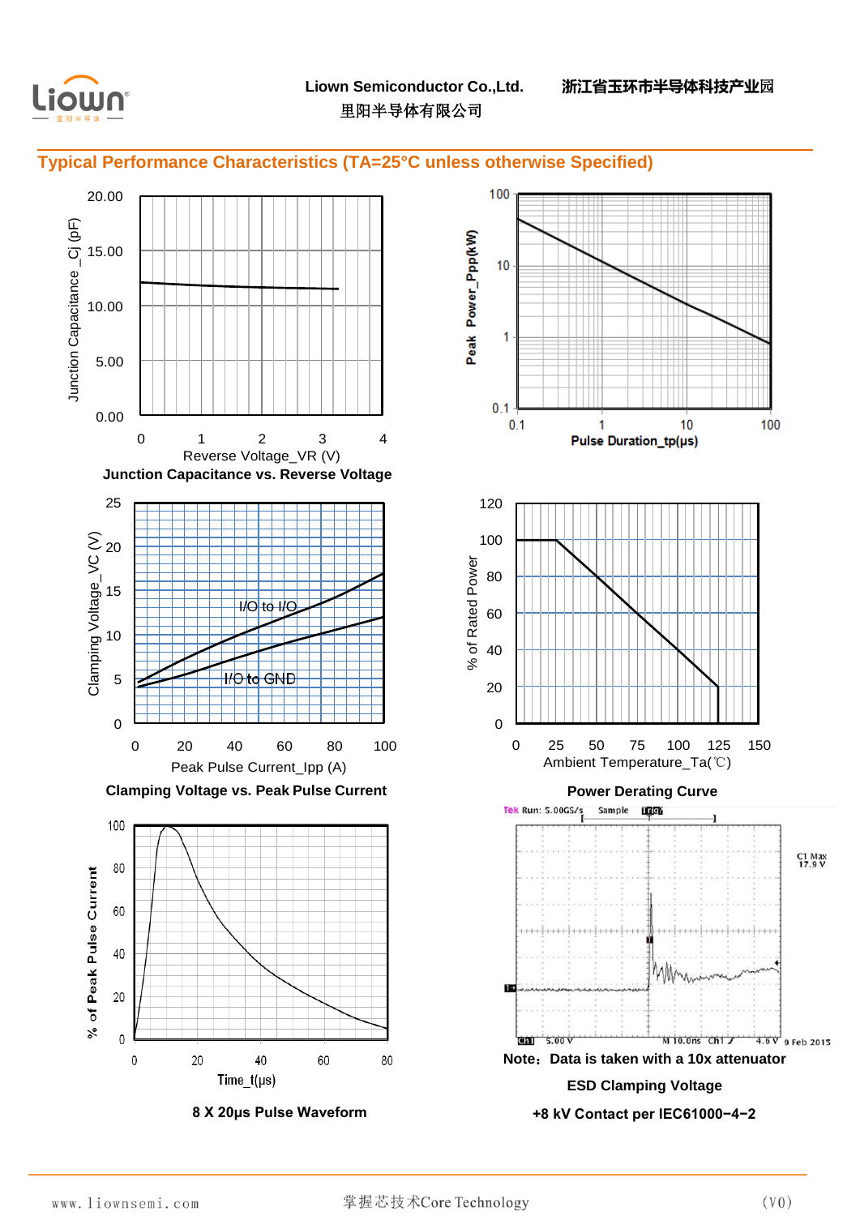## Typical Performance Characteristics (TA=25°C unless otherwise Specified)

Junction Capacitance vs. Reverse Voltage

Power Derating Curve

Clamping Voltage vs. Peak Pulse Current

8 X 20μs Pulse Waveform

Note：Data is taken with a 10x attenuator

ESD Clamping Voltage

+8 kV Contact per IEC61000−4−2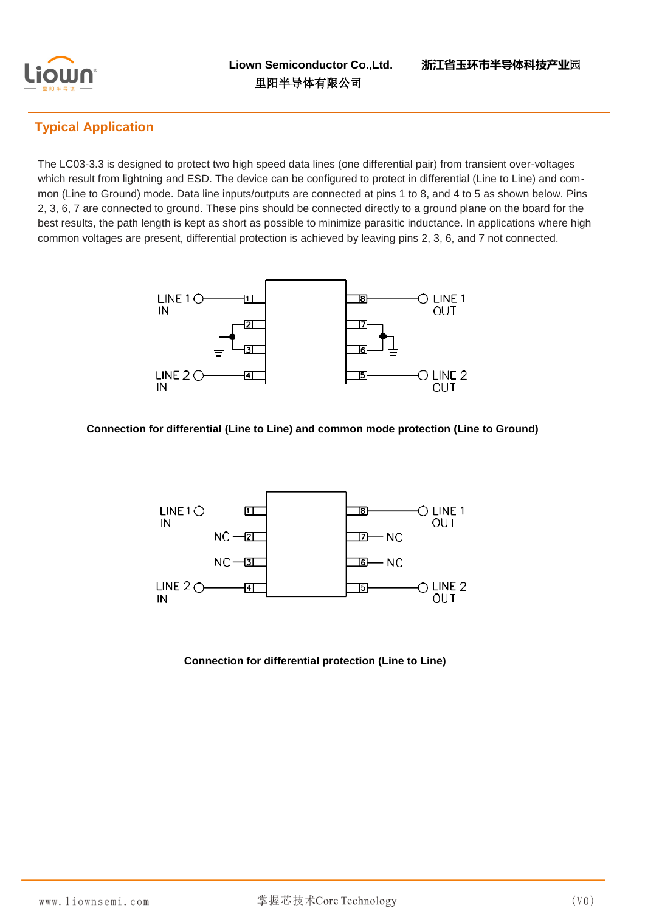## Typical Application

The LC03-3.3 is designed to protect two high speed data lines (one differential pair) from transient over-voltages which result from lightning and ESD. The device can be configured to protect in differential (Line to Line) and common (Line to Ground) mode. Data line inputs/outputs are connected at pins 1 to 8, and 4 to 5 as shown below. Pins 2, 3, 6, 7 are connected to ground. These pins should be connected directly to a ground plane on the board for the best results, the path length is kept as short as possible to minimize parasitic inductance. In applications where high common voltages are present, differential protection is achieved by leaving pins 2, 3, 6, and 7 not connected.

**Connection for differential (Line to Line) and common mode protection (Line to Ground)**

**Connection for differential protection (Line to Line)**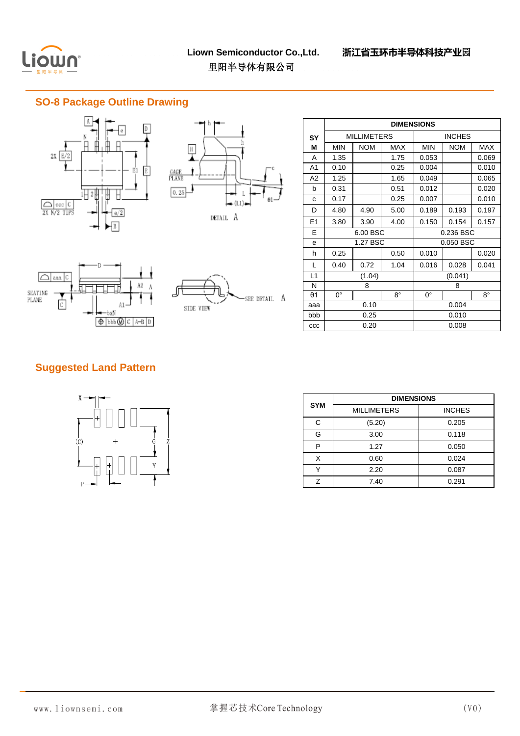## SO-8 Package Outline Drawing

| SYM | DIMENSIONS | | | | | |
|---|---|---|---|---|---|---|
| | MILLIMETERS | | | INCHES | | |
| | MIN | NOM | MAX | MIN | NOM | MAX |
| A | 1.35 | | 1.75 | 0.053 | | 0.069 |
| A1 | 0.10 | | 0.25 | 0.004 | | 0.010 |
| A2 | 1.25 | | 1.65 | 0.049 | | 0.065 |
| b | 0.31 | | 0.51 | 0.012 | | 0.020 |
| c | 0.17 | | 0.25 | 0.007 | | 0.010 |
| D | 4.80 | 4.90 | 5.00 | 0.189 | 0.193 | 0.197 |
| E1 | 3.80 | 3.90 | 4.00 | 0.150 | 0.154 | 0.157 |
| E | 6.00 BSC | | | 0.236 BSC | | |
| e | 1.27 BSC | | | 0.050 BSC | | |
| h | 0.25 | | 0.50 | 0.010 | | 0.020 |
| L | 0.40 | 0.72 | 1.04 | 0.016 | 0.028 | 0.041 |
| L1 | (1.04) | | | (0.041) | | |
| N | 8 | | | 8 | | |
| θ1 | 0° | | 8° | 0° | | 8° |
| aaa | 0.10 | | | 0.004 | | |
| bbb | 0.25 | | | 0.010 | | |
| ccc | 0.20 | | | 0.008 | | |

## Suggested Land Pattern

| SYM | DIMENSIONS | |
|---|---|---|
| | MILLIMETERS | INCHES |
| C | (5.20) | 0.205 |
| G | 3.00 | 0.118 |
| P | 1.27 | 0.050 |
| X | 0.60 | 0.024 |
| Y | 2.20 | 0.087 |
| Z | 7.40 | 0.291 |